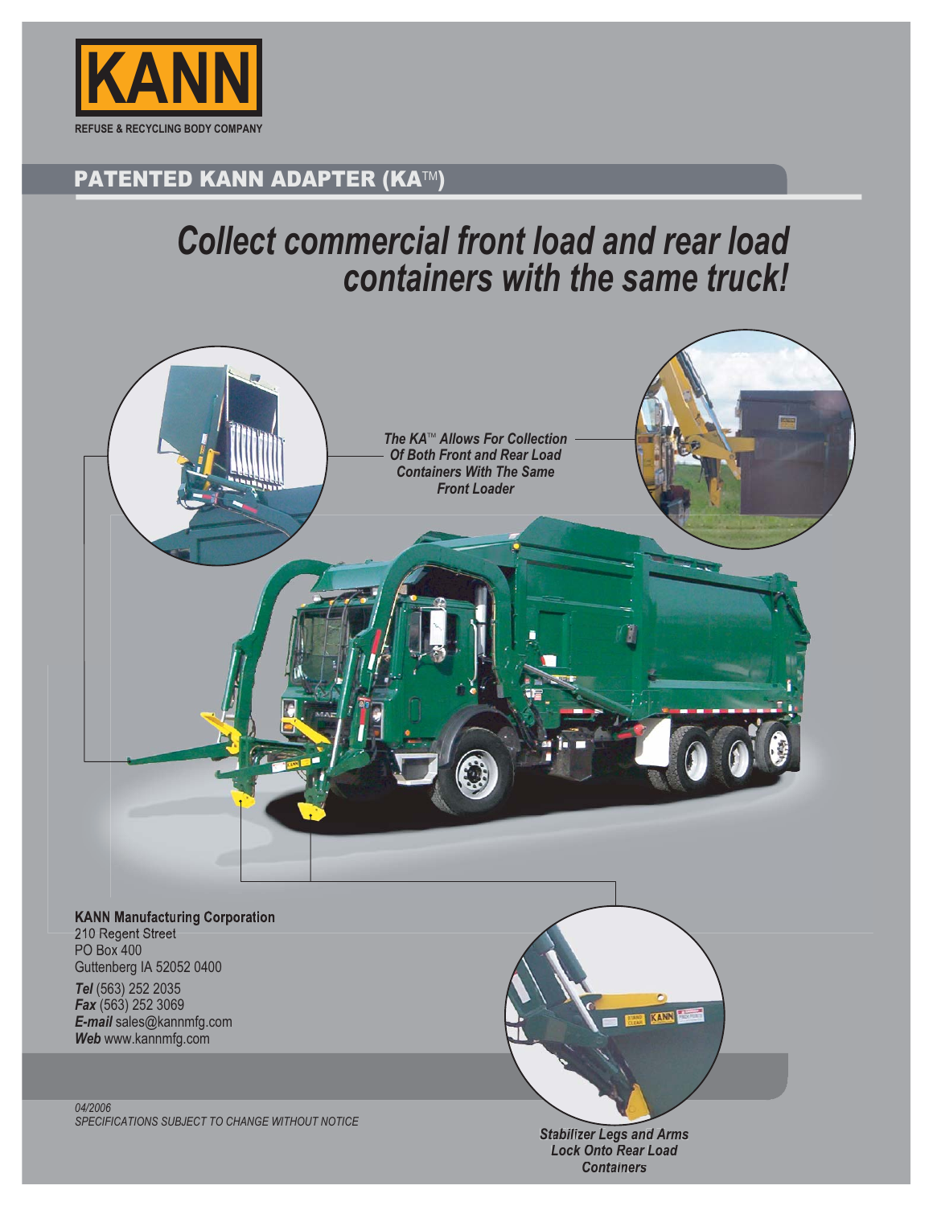# KANN

REFUSE & RECYCLING BODY COMPANY

## PATENTED KANN ADAPTER (KA™)

# *Collect commercial front load and rear load containers with the same truck!*

*The KA™ Allows For Collection Of Both Front and Rear Load Containers With The Same Front Loader*

*Stabilizer Legs and Arms Lock Onto Rear Load Containers*

**KANN Manufacturing Corporation**
210 Regent Street
PO Box 400
Guttenberg IA 52052 0400

***Tel*** (563) 252 2035
***Fax*** (563) 252 3069
***E-mail*** sales@kannmfg.com
***Web*** www.kannmfg.com

*04/2006*
*SPECIFICATIONS SUBJECT TO CHANGE WITHOUT NOTICE*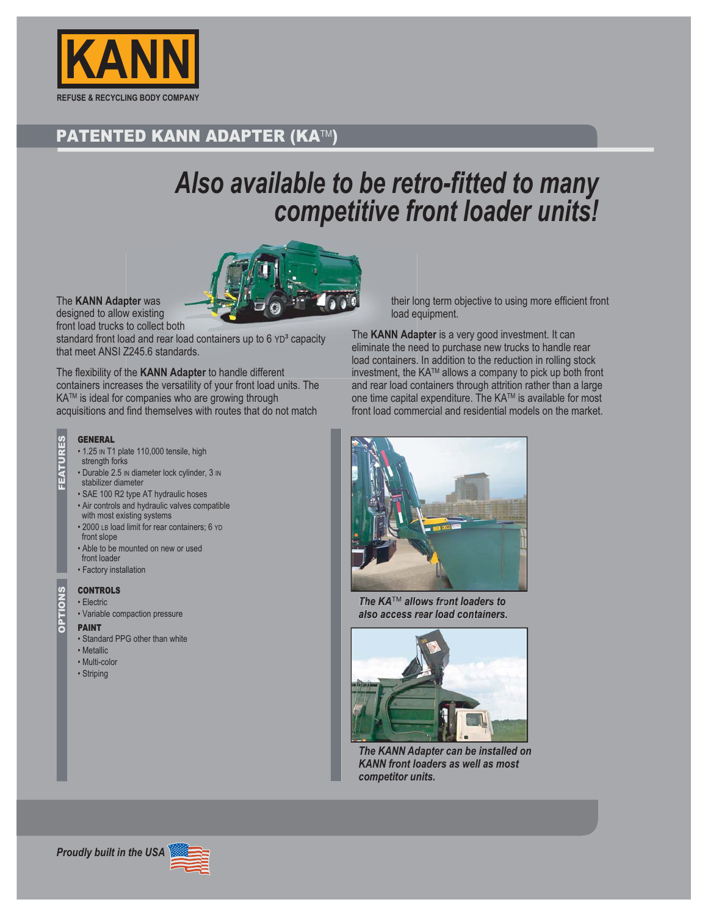# KANN

REFUSE & RECYCLING BODY COMPANY

## PATENTED KANN ADAPTER (KA™)

## *Also available to be retro-fitted to many competitive front loader units!*

The **KANN Adapter** was designed to allow existing front load trucks to collect both standard front load and rear load containers up to 6 YD³ capacity that meet ANSI Z245.6 standards.

The flexibility of the **KANN Adapter** to handle different containers increases the versatility of your front load units. The KA™ is ideal for companies who are growing through acquisitions and find themselves with routes that do not match their long term objective to using more efficient front load equipment.

The **KANN Adapter** is a very good investment. It can eliminate the need to purchase new trucks to handle rear load containers. In addition to the reduction in rolling stock investment, the KA™ allows a company to pick up both front and rear load containers through attrition rather than a large one time capital expenditure. The KA™ is available for most front load commercial and residential models on the market.

### FEATURES

**GENERAL**

- 1.25 IN T1 plate 110,000 tensile, high strength forks
- Durable 2.5 IN diameter lock cylinder, 3 IN stabilizer diameter
- SAE 100 R2 type AT hydraulic hoses
- Air controls and hydraulic valves compatible with most existing systems
- 2000 LB load limit for rear containers; 6 YD front slope
- Able to be mounted on new or used front loader
- Factory installation

### OPTIONS

**CONTROLS**

- Electric
- Variable compaction pressure

**PAINT**

- Standard PPG other than white
- Metallic
- Multi-color
- Striping

*The KA™ allows front loaders to also access rear load containers.*

*The KANN Adapter can be installed on KANN front loaders as well as most competitor units.*

*Proudly built in the USA*